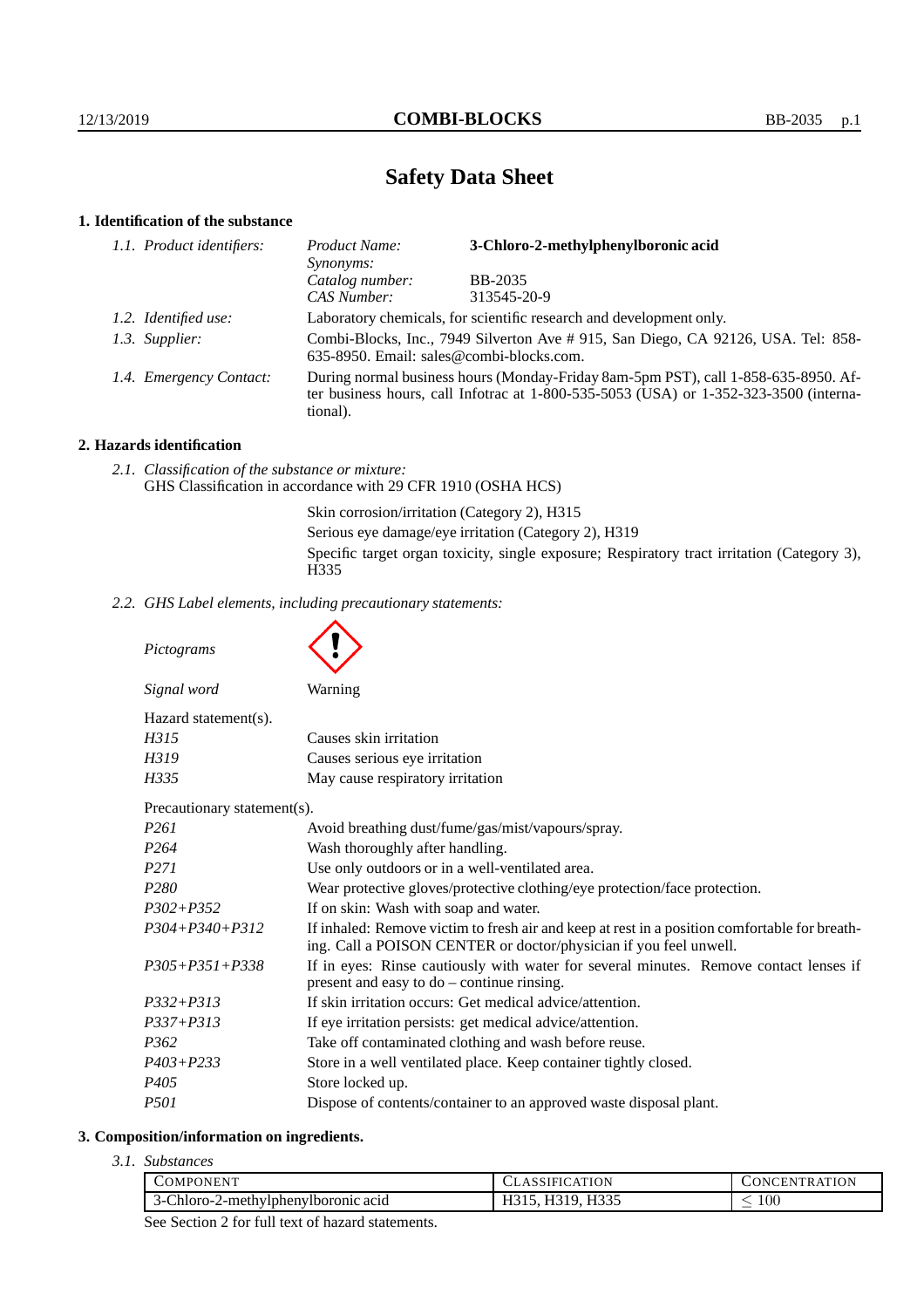# Safety Data Sheet

## 1. Identification of the substance

*1.1. Product identifiers:*

| | |
|---|---|
| *Product Name:* | **3-Chloro-2-methylphenylboronic acid** |
| *Synonyms:* | |
| *Catalog number:* | BB-2035 |
| *CAS Number:* | 313545-20-9 |

*1.2. Identified use:* Laboratory chemicals, for scientific research and development only.

*1.3. Supplier:* Combi-Blocks, Inc., 7949 Silverton Ave # 915, San Diego, CA 92126, USA. Tel: 858-635-8950. Email: sales@combi-blocks.com.

*1.4. Emergency Contact:* During normal business hours (Monday-Friday 8am-5pm PST), call 1-858-635-8950. After business hours, call Infotrac at 1-800-535-5053 (USA) or 1-352-323-3500 (international).

## 2. Hazards identification

*2.1. Classification of the substance or mixture:*
GHS Classification in accordance with 29 CFR 1910 (OSHA HCS)

Skin corrosion/irritation (Category 2), H315
Serious eye damage/eye irritation (Category 2), H319
Specific target organ toxicity, single exposure; Respiratory tract irritation (Category 3), H335

*2.2. GHS Label elements, including precautionary statements:*

*Pictograms*

*Signal word* Warning

Hazard statement(s).

| | |
|---|---|
| *H315* | Causes skin irritation |
| *H319* | Causes serious eye irritation |
| *H335* | May cause respiratory irritation |

Precautionary statement(s).

| | |
|---|---|
| *P261* | Avoid breathing dust/fume/gas/mist/vapours/spray. |
| *P264* | Wash thoroughly after handling. |
| *P271* | Use only outdoors or in a well-ventilated area. |
| *P280* | Wear protective gloves/protective clothing/eye protection/face protection. |
| *P302+P352* | If on skin: Wash with soap and water. |
| *P304+P340+P312* | If inhaled: Remove victim to fresh air and keep at rest in a position comfortable for breathing. Call a POISON CENTER or doctor/physician if you feel unwell. |
| *P305+P351+P338* | If in eyes: Rinse cautiously with water for several minutes. Remove contact lenses if present and easy to do – continue rinsing. |
| *P332+P313* | If skin irritation occurs: Get medical advice/attention. |
| *P337+P313* | If eye irritation persists: get medical advice/attention. |
| *P362* | Take off contaminated clothing and wash before reuse. |
| *P403+P233* | Store in a well ventilated place. Keep container tightly closed. |
| *P405* | Store locked up. |
| *P501* | Dispose of contents/container to an approved waste disposal plant. |

## 3. Composition/information on ingredients.

*3.1. Substances*

| Component | Classification | Concentration |
|---|---|---|
| 3-Chloro-2-methylphenylboronic acid | H315, H319, H335 | $\leq 100$ |

See Section 2 for full text of hazard statements.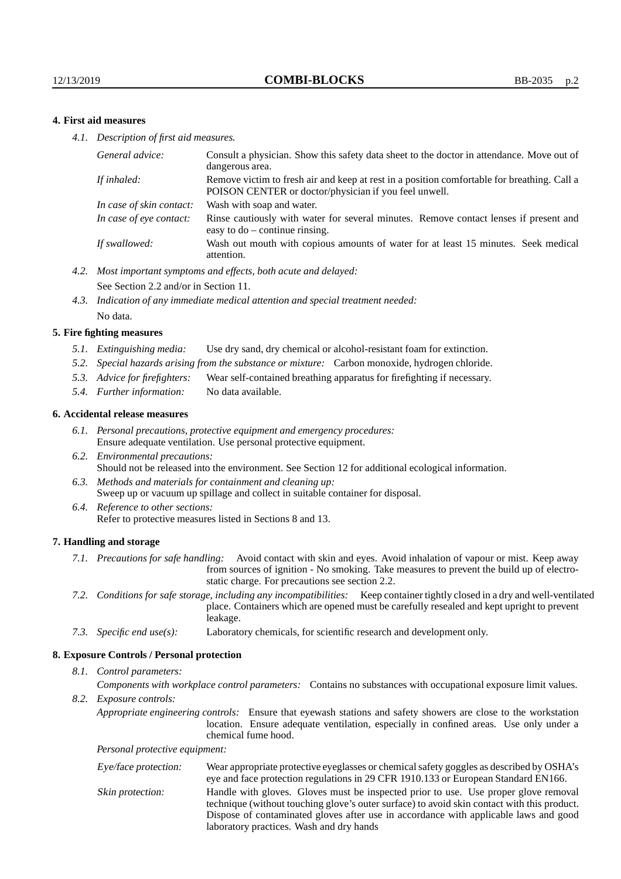## 4. First aid measures

*4.1. Description of first aid measures.*

| | |
|---|---|
| *General advice:* | Consult a physician. Show this safety data sheet to the doctor in attendance. Move out of dangerous area. |
| *If inhaled:* | Remove victim to fresh air and keep at rest in a position comfortable for breathing. Call a POISON CENTER or doctor/physician if you feel unwell. |
| *In case of skin contact:* | Wash with soap and water. |
| *In case of eye contact:* | Rinse cautiously with water for several minutes. Remove contact lenses if present and easy to do – continue rinsing. |
| *If swallowed:* | Wash out mouth with copious amounts of water for at least 15 minutes. Seek medical attention. |

*4.2. Most important symptoms and effects, both acute and delayed:*
See Section 2.2 and/or in Section 11.

*4.3. Indication of any immediate medical attention and special treatment needed:*
No data.

## 5. Fire fighting measures

*5.1. Extinguishing media:* Use dry sand, dry chemical or alcohol-resistant foam for extinction.

*5.2. Special hazards arising from the substance or mixture:* Carbon monoxide, hydrogen chloride.

*5.3. Advice for firefighters:* Wear self-contained breathing apparatus for firefighting if necessary.

*5.4. Further information:* No data available.

## 6. Accidental release measures

*6.1. Personal precautions, protective equipment and emergency procedures:*
Ensure adequate ventilation. Use personal protective equipment.

*6.2. Environmental precautions:*
Should not be released into the environment. See Section 12 for additional ecological information.

*6.3. Methods and materials for containment and cleaning up:*
Sweep up or vacuum up spillage and collect in suitable container for disposal.

*6.4. Reference to other sections:*
Refer to protective measures listed in Sections 8 and 13.

## 7. Handling and storage

*7.1. Precautions for safe handling:* Avoid contact with skin and eyes. Avoid inhalation of vapour or mist. Keep away from sources of ignition - No smoking. Take measures to prevent the build up of electrostatic charge. For precautions see section 2.2.

*7.2. Conditions for safe storage, including any incompatibilities:* Keep container tightly closed in a dry and well-ventilated place. Containers which are opened must be carefully resealed and kept upright to prevent leakage.

*7.3. Specific end use(s):* Laboratory chemicals, for scientific research and development only.

## 8. Exposure Controls / Personal protection

*8.1. Control parameters:*

*Components with workplace control parameters:* Contains no substances with occupational exposure limit values.

*8.2. Exposure controls:*

*Appropriate engineering controls:* Ensure that eyewash stations and safety showers are close to the workstation location. Ensure adequate ventilation, especially in confined areas. Use only under a chemical fume hood.

*Personal protective equipment:*

| | |
|---|---|
| *Eye/face protection:* | Wear appropriate protective eyeglasses or chemical safety goggles as described by OSHA's eye and face protection regulations in 29 CFR 1910.133 or European Standard EN166. |
| *Skin protection:* | Handle with gloves. Gloves must be inspected prior to use. Use proper glove removal technique (without touching glove's outer surface) to avoid skin contact with this product. Dispose of contaminated gloves after use in accordance with applicable laws and good laboratory practices. Wash and dry hands |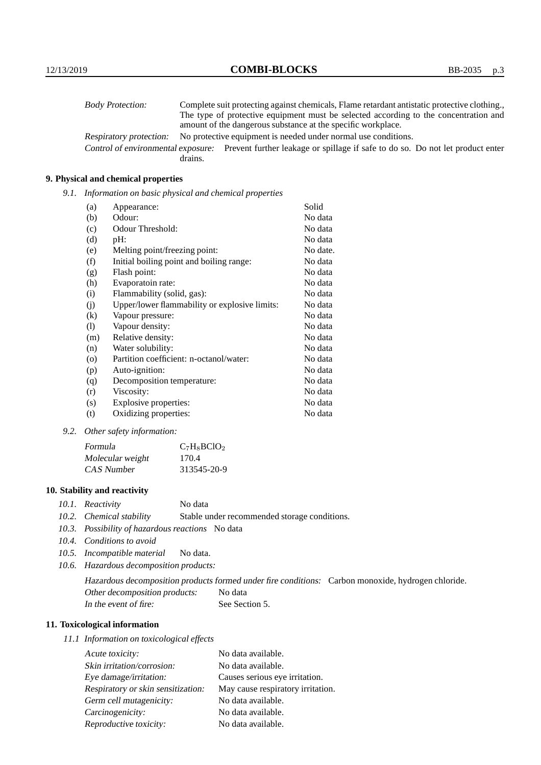| | |
|---|---|
| *Body Protection:* | Complete suit protecting against chemicals, Flame retardant antistatic protective clothing., The type of protective equipment must be selected according to the concentration and amount of the dangerous substance at the specific workplace. |
| *Respiratory protection:* | No protective equipment is needed under normal use conditions. |
| *Control of environmental exposure:* | Prevent further leakage or spillage if safe to do so. Do not let product enter drains. |

## 9. Physical and chemical properties

*9.1. Information on basic physical and chemical properties*

| | | |
|---|---|---|
| (a) | Appearance: | Solid |
| (b) | Odour: | No data |
| (c) | Odour Threshold: | No data |
| (d) | pH: | No data |
| (e) | Melting point/freezing point: | No date. |
| (f) | Initial boiling point and boiling range: | No data |
| (g) | Flash point: | No data |
| (h) | Evaporatoin rate: | No data |
| (i) | Flammability (solid, gas): | No data |
| (j) | Upper/lower flammability or explosive limits: | No data |
| (k) | Vapour pressure: | No data |
| (l) | Vapour density: | No data |
| (m) | Relative density: | No data |
| (n) | Water solubility: | No data |
| (o) | Partition coefficient: n-octanol/water: | No data |
| (p) | Auto-ignition: | No data |
| (q) | Decomposition temperature: | No data |
| (r) | Viscosity: | No data |
| (s) | Explosive properties: | No data |
| (t) | Oxidizing properties: | No data |

*9.2. Other safety information:*

| | |
|---|---|
| *Formula* | $C_7H_8BClO_2$ |
| *Molecular weight* | 170.4 |
| *CAS Number* | 313545-20-9 |

## 10. Stability and reactivity

*10.1. Reactivity* No data

*10.2. Chemical stability* Stable under recommended storage conditions.

*10.3. Possibility of hazardous reactions* No data

*10.4. Conditions to avoid*

*10.5. Incompatible material* No data.

*10.6. Hazardous decomposition products:*

*Hazardous decomposition products formed under fire conditions:* Carbon monoxide, hydrogen chloride.

| | |
|---|---|
| *Other decomposition products:* | No data |
| *In the event of fire:* | See Section 5. |

## 11. Toxicological information

*11.1 Information on toxicological effects*

| | |
|---|---|
| *Acute toxicity:* | No data available. |
| *Skin irritation/corrosion:* | No data available. |
| *Eye damage/irritation:* | Causes serious eye irritation. |
| *Respiratory or skin sensitization:* | May cause respiratory irritation. |
| *Germ cell mutagenicity:* | No data available. |
| *Carcinogenicity:* | No data available. |
| *Reproductive toxicity:* | No data available. |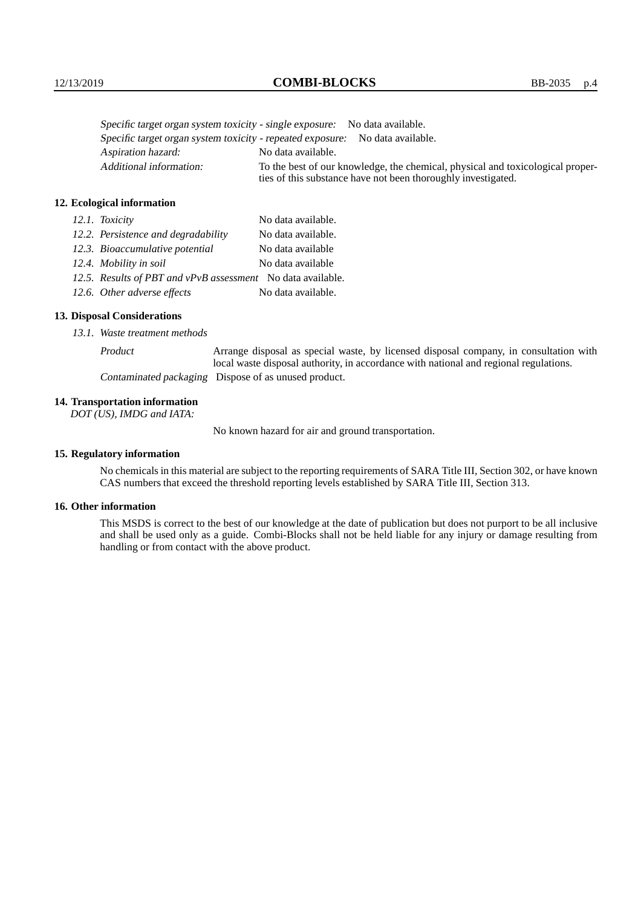*Specific target organ system toxicity - single exposure:* No data available.
*Specific target organ system toxicity - repeated exposure:* No data available.
*Aspiration hazard:* No data available.
*Additional information:* To the best of our knowledge, the chemical, physical and toxicological properties of this substance have not been thoroughly investigated.

### 12. Ecological information

*12.1. Toxicity* No data available.
*12.2. Persistence and degradability* No data available.
*12.3. Bioaccumulative potential* No data available
*12.4. Mobility in soil* No data available
*12.5. Results of PBT and vPvB assessment* No data available.
*12.6. Other adverse effects* No data available.

### 13. Disposal Considerations

*13.1. Waste treatment methods*

*Product* Arrange disposal as special waste, by licensed disposal company, in consultation with local waste disposal authority, in accordance with national and regional regulations.
*Contaminated packaging* Dispose of as unused product.

### 14. Transportation information

*DOT (US), IMDG and IATA:*

No known hazard for air and ground transportation.

### 15. Regulatory information

No chemicals in this material are subject to the reporting requirements of SARA Title III, Section 302, or have known CAS numbers that exceed the threshold reporting levels established by SARA Title III, Section 313.

### 16. Other information

This MSDS is correct to the best of our knowledge at the date of publication but does not purport to be all inclusive and shall be used only as a guide. Combi-Blocks shall not be held liable for any injury or damage resulting from handling or from contact with the above product.